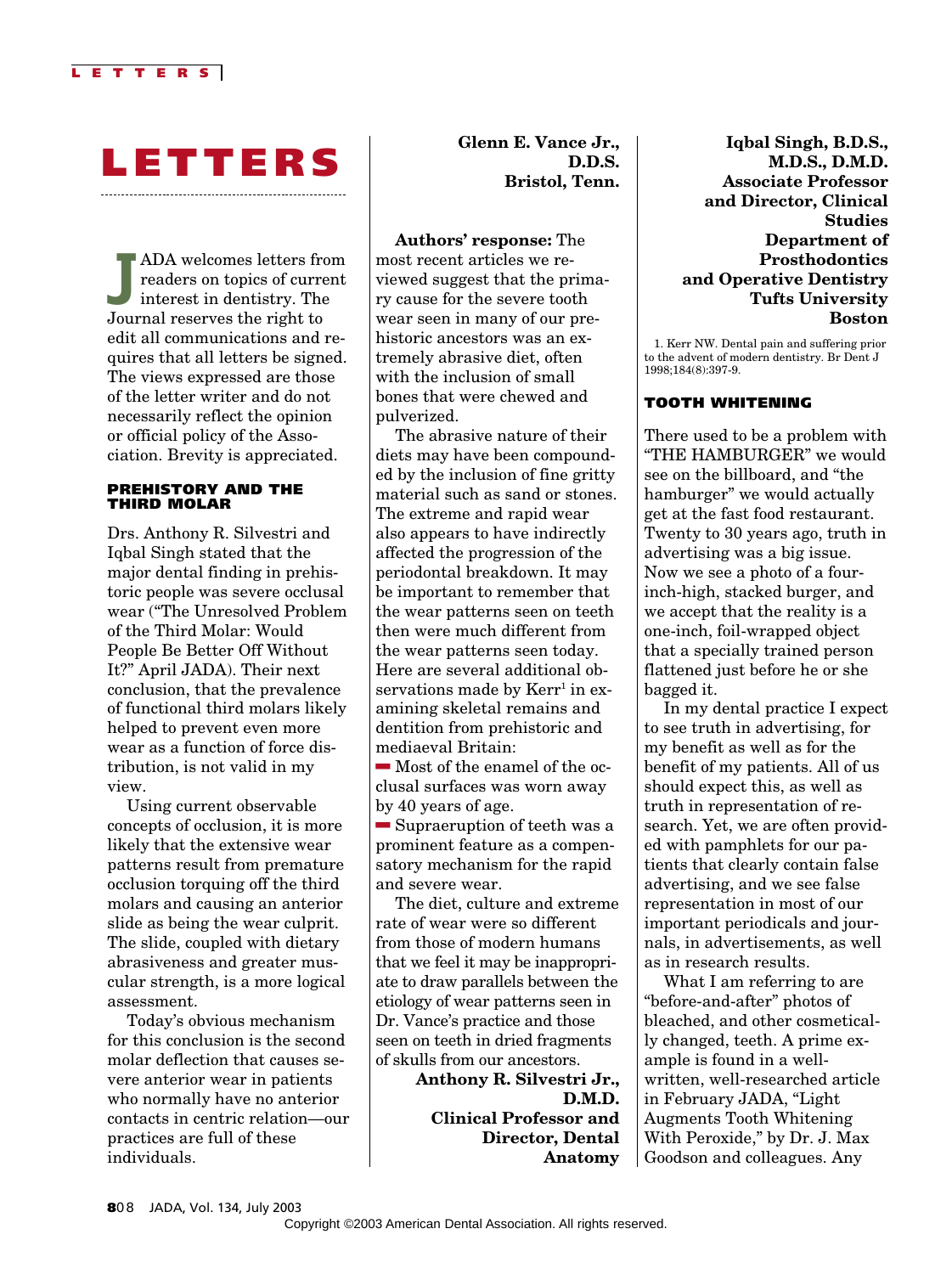# LETTERS

JADA welcomes letters from readers on topics of current interest in dentistry. The Journal reserves the right to edit all communications and requires that all letters be signed. The views expressed are those of the letter writer and do not necessarily reflect the opinion or official policy of the Association. Brevity is appreciated.

## PREHISTORY AND THE THIRD MOLAR

Drs. Anthony R. Silvestri and Iqbal Singh stated that the major dental finding in prehistoric people was severe occlusal wear ("The Unresolved Problem of the Third Molar: Would People Be Better Off Without It?" April JADA). Their next conclusion, that the prevalence of functional third molars likely helped to prevent even more wear as a function of force distribution, is not valid in my view.

Using current observable concepts of occlusion, it is more likely that the extensive wear patterns result from premature occlusion torquing off the third molars and causing an anterior slide as being the wear culprit. The slide, coupled with dietary abrasiveness and greater muscular strength, is a more logical assessment.

Today's obvious mechanism for this conclusion is the second molar deflection that causes severe anterior wear in patients who normally have no anterior contacts in centric relation—our practices are full of these individuals.

**Glenn E. Vance Jr., D.D.S.**
**Bristol, Tenn.**

**Authors' response:** The most recent articles we reviewed suggest that the primary cause for the severe tooth wear seen in many of our prehistoric ancestors was an extremely abrasive diet, often with the inclusion of small bones that were chewed and pulverized.

The abrasive nature of their diets may have been compounded by the inclusion of fine gritty material such as sand or stones. The extreme and rapid wear also appears to have indirectly affected the progression of the periodontal breakdown. It may be important to remember that the wear patterns seen on teeth then were much different from the wear patterns seen today. Here are several additional observations made by Kerr[1] in examining skeletal remains and dentition from prehistoric and mediaeval Britain:

- Most of the enamel of the occlusal surfaces was worn away by 40 years of age.
- Supraeruption of teeth was a prominent feature as a compensatory mechanism for the rapid and severe wear.

The diet, culture and extreme rate of wear were so different from those of modern humans that we feel it may be inappropriate to draw parallels between the etiology of wear patterns seen in Dr. Vance's practice and those seen on teeth in dried fragments of skulls from our ancestors.

**Anthony R. Silvestri Jr., D.M.D.**
**Clinical Professor and Director, Dental Anatomy**

**Iqbal Singh, B.D.S., M.D.S., D.M.D.**
**Associate Professor and Director, Clinical Studies**
**Department of Prosthodontics and Operative Dentistry**
**Tufts University**
**Boston**

1. Kerr NW. Dental pain and suffering prior to the advent of modern dentistry. Br Dent J 1998;184(8):397-9.

## TOOTH WHITENING

There used to be a problem with "THE HAMBURGER" we would see on the billboard, and "the hamburger" we would actually get at the fast food restaurant. Twenty to 30 years ago, truth in advertising was a big issue. Now we see a photo of a four-inch-high, stacked burger, and we accept that the reality is a one-inch, foil-wrapped object that a specially trained person flattened just before he or she bagged it.

In my dental practice I expect to see truth in advertising, for my benefit as well as for the benefit of my patients. All of us should expect this, as well as truth in representation of research. Yet, we are often provided with pamphlets for our patients that clearly contain false advertising, and we see false representation in most of our important periodicals and journals, in advertisements, as well as in research results.

What I am referring to are "before-and-after" photos of bleached, and other cosmetically changed, teeth. A prime example is found in a well-written, well-researched article in February JADA, "Light Augments Tooth Whitening With Peroxide," by Dr. J. Max Goodson and colleagues. Any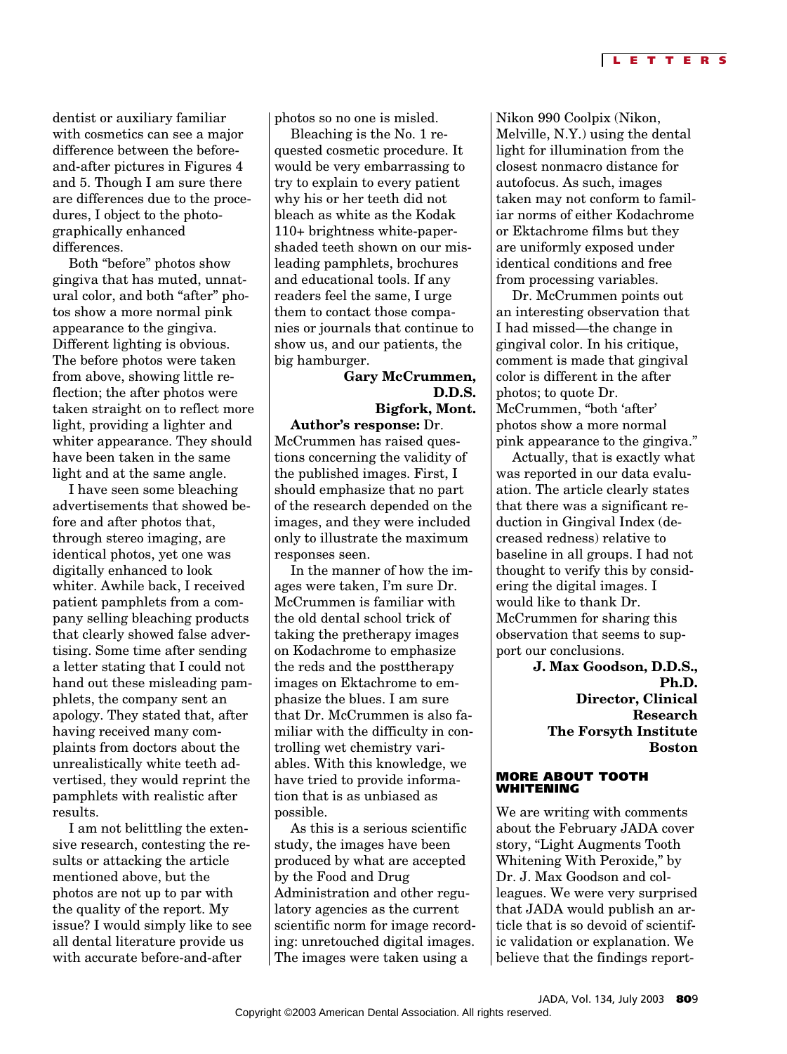dentist or auxiliary familiar with cosmetics can see a major difference between the before-and-after pictures in Figures 4 and 5. Though I am sure there are differences due to the procedures, I object to the photographically enhanced differences.

Both "before" photos show gingiva that has muted, unnatural color, and both "after" photos show a more normal pink appearance to the gingiva. Different lighting is obvious. The before photos were taken from above, showing little reflection; the after photos were taken straight on to reflect more light, providing a lighter and whiter appearance. They should have been taken in the same light and at the same angle.

I have seen some bleaching advertisements that showed before and after photos that, through stereo imaging, are identical photos, yet one was digitally enhanced to look whiter. Awhile back, I received patient pamphlets from a company selling bleaching products that clearly showed false advertising. Some time after sending a letter stating that I could not hand out these misleading pamphlets, the company sent an apology. They stated that, after having received many complaints from doctors about the unrealistically white teeth advertised, they would reprint the pamphlets with realistic after results.

I am not belittling the extensive research, contesting the results or attacking the article mentioned above, but the photos are not up to par with the quality of the report. My issue? I would simply like to see all dental literature provide us with accurate before-and-after photos so no one is misled.

Bleaching is the No. 1 requested cosmetic procedure. It would be very embarrassing to try to explain to every patient why his or her teeth did not bleach as white as the Kodak 110+ brightness white-paper-shaded teeth shown on our misleading pamphlets, brochures and educational tools. If any readers feel the same, I urge them to contact those companies or journals that continue to show us, and our patients, the big hamburger.

**Gary McCrummen, D.D.S.**
**Bigfork, Mont.**

**Author's response:** Dr. McCrummen has raised questions concerning the validity of the published images. First, I should emphasize that no part of the research depended on the images, and they were included only to illustrate the maximum responses seen.

In the manner of how the images were taken, I'm sure Dr. McCrummen is familiar with the old dental school trick of taking the pretherapy images on Kodachrome to emphasize the reds and the posttherapy images on Ektachrome to emphasize the blues. I am sure that Dr. McCrummen is also familiar with the difficulty in controlling wet chemistry variables. With this knowledge, we have tried to provide information that is as unbiased as possible.

As this is a serious scientific study, the images have been produced by what are accepted by the Food and Drug Administration and other regulatory agencies as the current scientific norm for image recording: unretouched digital images. The images were taken using a Nikon 990 Coolpix (Nikon, Melville, N.Y.) using the dental light for illumination from the closest nonmacro distance for autofocus. As such, images taken may not conform to familiar norms of either Kodachrome or Ektachrome films but they are uniformly exposed under identical conditions and free from processing variables.

Dr. McCrummen points out an interesting observation that I had missed—the change in gingival color. In his critique, comment is made that gingival color is different in the after photos; to quote Dr. McCrummen, "both 'after' photos show a more normal pink appearance to the gingiva."

Actually, that is exactly what was reported in our data evaluation. The article clearly states that there was a significant reduction in Gingival Index (decreased redness) relative to baseline in all groups. I had not thought to verify this by considering the digital images. I would like to thank Dr. McCrummen for sharing this observation that seems to support our conclusions.

**J. Max Goodson, D.D.S., Ph.D.**
**Director, Clinical Research**
**The Forsyth Institute**
**Boston**

## MORE ABOUT TOOTH WHITENING

We are writing with comments about the February JADA cover story, "Light Augments Tooth Whitening With Peroxide," by Dr. J. Max Goodson and colleagues. We were very surprised that JADA would publish an article that is so devoid of scientific validation or explanation. We believe that the findings report-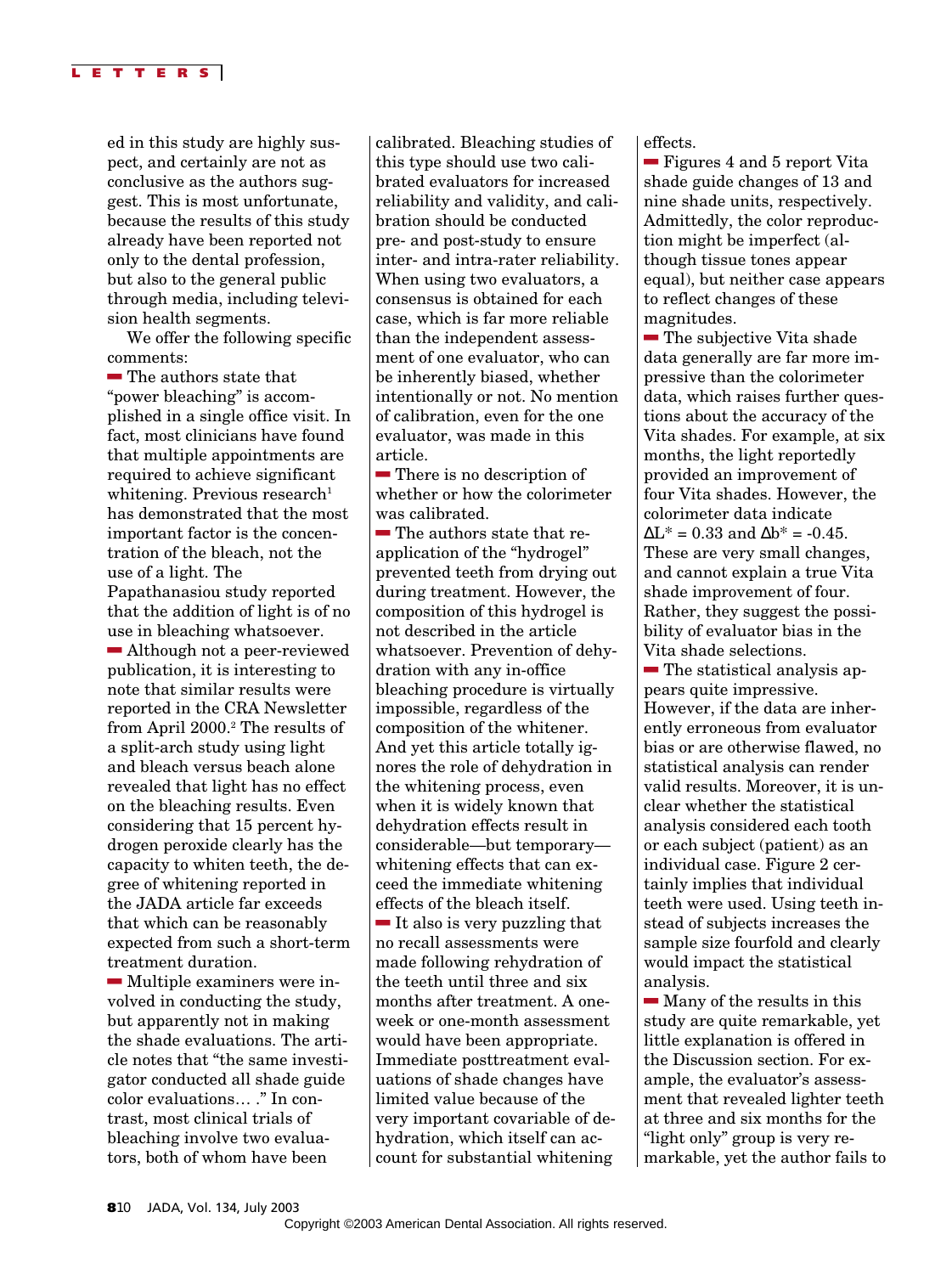ed in this study are highly suspect, and certainly are not as conclusive as the authors suggest. This is most unfortunate, because the results of this study already have been reported not only to the dental profession, but also to the general public through media, including television health segments.

We offer the following specific comments:

- The authors state that "power bleaching" is accomplished in a single office visit. In fact, most clinicians have found that multiple appointments are required to achieve significant whitening. Previous research[1] has demonstrated that the most important factor is the concentration of the bleach, not the use of a light. The Papathanasiou study reported that the addition of light is of no use in bleaching whatsoever.
- Although not a peer-reviewed publication, it is interesting to note that similar results were reported in the CRA Newsletter from April 2000.[2] The results of a split-arch study using light and bleach versus bleach alone revealed that light has no effect on the bleaching results. Even considering that 15 percent hydrogen peroxide clearly has the capacity to whiten teeth, the degree of whitening reported in the JADA article far exceeds that which can be reasonably expected from such a short-term treatment duration.
- Multiple examiners were involved in conducting the study, but apparently not in making the shade evaluations. The article notes that "the same investigator conducted all shade guide color evaluations… ." In contrast, most clinical trials of bleaching involve two evaluators, both of whom have been calibrated. Bleaching studies of this type should use two calibrated evaluators for increased reliability and validity, and calibration should be conducted pre- and post-study to ensure inter- and intra-rater reliability. When using two evaluators, a consensus is obtained for each case, which is far more reliable than the independent assessment of one evaluator, who can be inherently biased, whether intentionally or not. No mention of calibration, even for the one evaluator, was made in this article.
- There is no description of whether or how the colorimeter was calibrated.
- The authors state that reapplication of the "hydrogel" prevented teeth from drying out during treatment. However, the composition of this hydrogel is not described in the article whatsoever. Prevention of dehydration with any in-office bleaching procedure is virtually impossible, regardless of the composition of the whitener. And yet this article totally ignores the role of dehydration in the whitening process, even when it is widely known that dehydration effects result in considerable—but temporary—whitening effects that can exceed the immediate whitening effects of the bleach itself.
- It also is very puzzling that no recall assessments were made following rehydration of the teeth until three and six months after treatment. A one-week or one-month assessment would have been appropriate. Immediate posttreatment evaluations of shade changes have limited value because of the very important covariable of dehydration, which itself can account for substantial whitening effects.
- Figures 4 and 5 report Vita shade guide changes of 13 and nine shade units, respectively. Admittedly, the color reproduction might be imperfect (although tissue tones appear equal), but neither case appears to reflect changes of these magnitudes.
- The subjective Vita shade data generally are far more impressive than the colorimeter data, which raises further questions about the accuracy of the Vita shades. For example, at six months, the light reportedly provided an improvement of four Vita shades. However, the colorimeter data indicate $\Delta L^* = 0.33$ and $\Delta b^* = -0.45$. These are very small changes, and cannot explain a true Vita shade improvement of four. Rather, they suggest the possibility of evaluator bias in the Vita shade selections.
- The statistical analysis appears quite impressive. However, if the data are inherently erroneous from evaluator bias or are otherwise flawed, no statistical analysis can render valid results. Moreover, it is unclear whether the statistical analysis considered each tooth or each subject (patient) as an individual case. Figure 2 certainly implies that individual teeth were used. Using teeth instead of subjects increases the sample size fourfold and clearly would impact the statistical analysis.
- Many of the results in this study are quite remarkable, yet little explanation is offered in the Discussion section. For example, the evaluator's assessment that revealed lighter teeth at three and six months for the "light only" group is very remarkable, yet the author fails to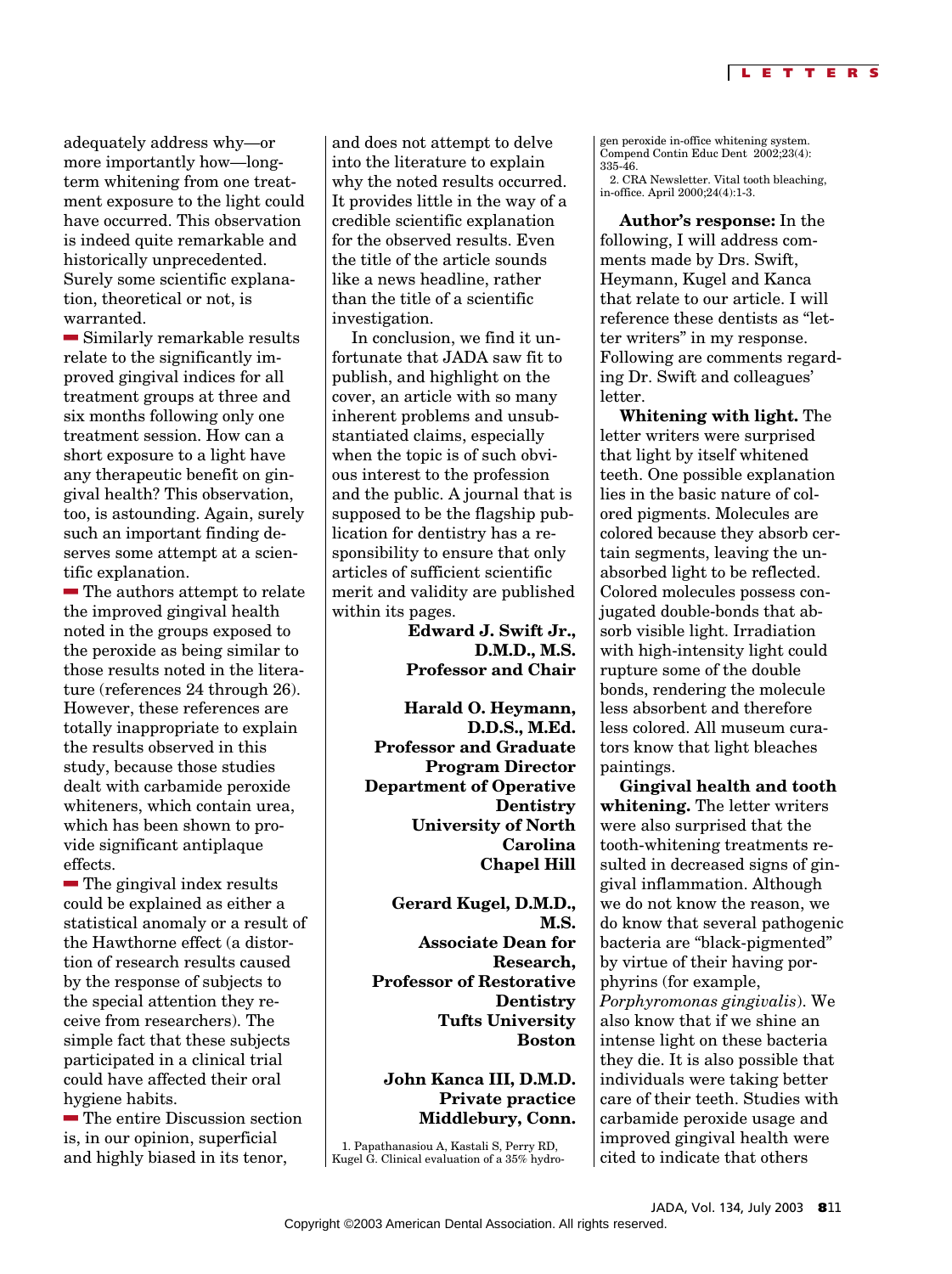adequately address why—or more importantly how—long-term whitening from one treatment exposure to the light could have occurred. This observation is indeed quite remarkable and historically unprecedented. Surely some scientific explanation, theoretical or not, is warranted.

- Similarly remarkable results relate to the significantly improved gingival indices for all treatment groups at three and six months following only one treatment session. How can a short exposure to a light have any therapeutic benefit on gingival health? This observation, too, is astounding. Again, surely such an important finding deserves some attempt at a scientific explanation.
- The authors attempt to relate the improved gingival health noted in the groups exposed to the peroxide as being similar to those results noted in the literature (references 24 through 26). However, these references are totally inappropriate to explain the results observed in this study, because those studies dealt with carbamide peroxide whiteners, which contain urea, which has been shown to provide significant antiplaque effects.
- The gingival index results could be explained as either a statistical anomaly or a result of the Hawthorne effect (a distortion of research results caused by the response of subjects to the special attention they receive from researchers). The simple fact that these subjects participated in a clinical trial could have affected their oral hygiene habits.
- The entire Discussion section is, in our opinion, superficial and highly biased in its tenor, and does not attempt to delve into the literature to explain why the noted results occurred. It provides little in the way of a credible scientific explanation for the observed results. Even the title of the article sounds like a news headline, rather than the title of a scientific investigation.

In conclusion, we find it unfortunate that JADA saw fit to publish, and highlight on the cover, an article with so many inherent problems and unsubstantiated claims, especially when the topic is of such obvious interest to the profession and the public. A journal that is supposed to be the flagship publication for dentistry has a responsibility to ensure that only articles of sufficient scientific merit and validity are published within its pages.

**Edward J. Swift Jr., D.M.D., M.S.**
**Professor and Chair**

**Harald O. Heymann, D.D.S., M.Ed.**
**Professor and Graduate Program Director**
**Department of Operative Dentistry**
**University of North Carolina**
**Chapel Hill**

**Gerard Kugel, D.M.D., M.S.**
**Associate Dean for Research,**
**Professor of Restorative Dentistry**
**Tufts University**
**Boston**

**John Kanca III, D.M.D.**
**Private practice**
**Middlebury, Conn.**

1. Papathanasiou A, Kastali S, Perry RD, Kugel G. Clinical evaluation of a 35% hydrogen peroxide in-office whitening system. Compend Contin Educ Dent 2002;23(4):335-46.
2. CRA Newsletter. Vital tooth bleaching, in-office. April 2000;24(4):1-3.

**Author's response:** In the following, I will address comments made by Drs. Swift, Heymann, Kugel and Kanca that relate to our article. I will reference these dentists as "letter writers" in my response. Following are comments regarding Dr. Swift and colleagues' letter.

**Whitening with light.** The letter writers were surprised that light by itself whitened teeth. One possible explanation lies in the basic nature of colored pigments. Molecules are colored because they absorb certain segments, leaving the unabsorbed light to be reflected. Colored molecules possess conjugated double-bonds that absorb visible light. Irradiation with high-intensity light could rupture some of the double bonds, rendering the molecule less absorbent and therefore less colored. All museum curators know that light bleaches paintings.

**Gingival health and tooth whitening.** The letter writers were also surprised that the tooth-whitening treatments resulted in decreased signs of gingival inflammation. Although we do not know the reason, we do know that several pathogenic bacteria are "black-pigmented" by virtue of their having porphyrins (for example, *Porphyromonas gingivalis*). We also know that if we shine an intense light on these bacteria they die. It is also possible that individuals were taking better care of their teeth. Studies with carbamide peroxide usage and improved gingival health were cited to indicate that others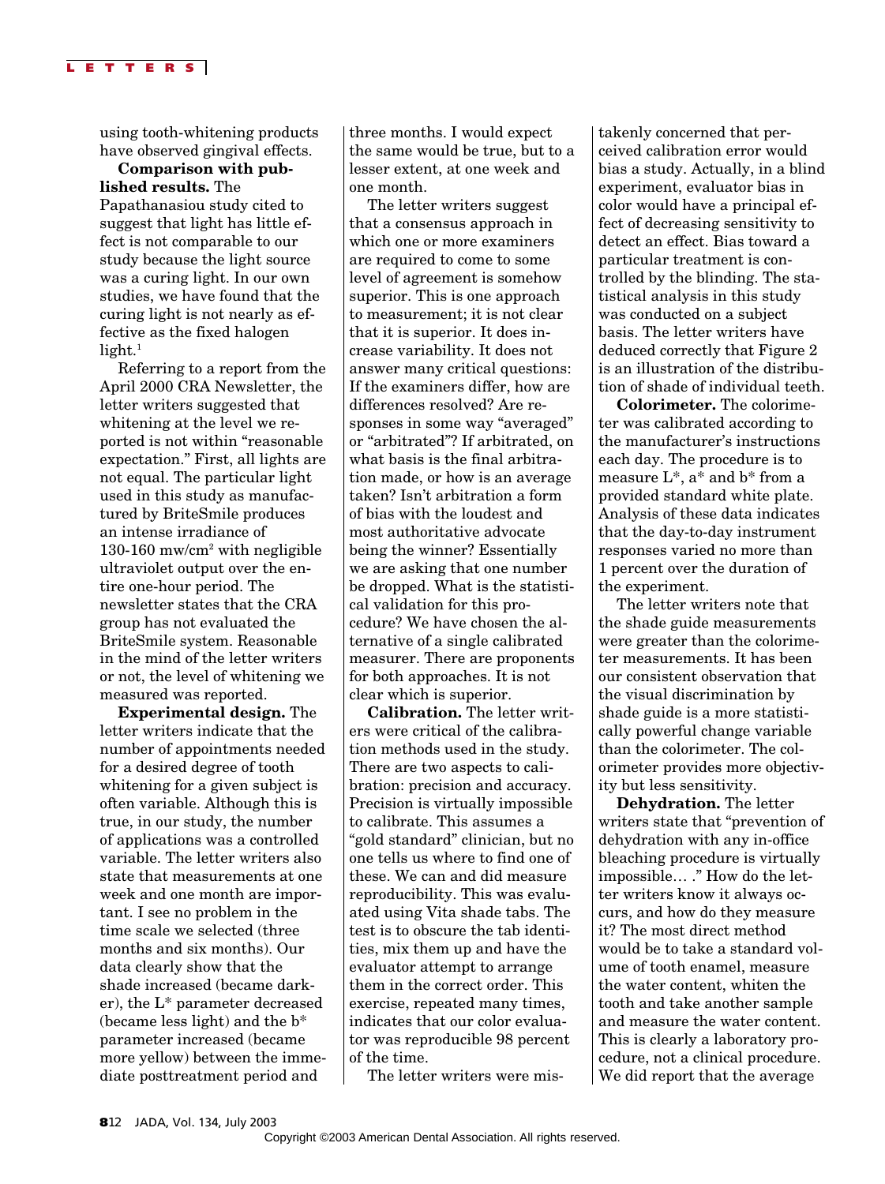using tooth-whitening products have observed gingival effects.

**Comparison with published results.** The Papathanasiou study cited to suggest that light has little effect is not comparable to our study because the light source was a curing light. In our own studies, we have found that the curing light is not nearly as effective as the fixed halogen light.[1]

Referring to a report from the April 2000 CRA Newsletter, the letter writers suggested that whitening at the level we reported is not within "reasonable expectation." First, all lights are not equal. The particular light used in this study as manufactured by BriteSmile produces an intense irradiance of 130-160 mw/cm$^2$ with negligible ultraviolet output over the entire one-hour period. The newsletter states that the CRA group has not evaluated the BriteSmile system. Reasonable in the mind of the letter writers or not, the level of whitening we measured was reported.

**Experimental design.** The letter writers indicate that the number of appointments needed for a desired degree of tooth whitening for a given subject is often variable. Although this is true, in our study, the number of applications was a controlled variable. The letter writers also state that measurements at one week and one month are important. I see no problem in the time scale we selected (three months and six months). Our data clearly show that the shade increased (became darker), the L* parameter decreased (became less light) and the b* parameter increased (became more yellow) between the immediate posttreatment period and three months. I would expect the same would be true, but to a lesser extent, at one week and one month.

The letter writers suggest that a consensus approach in which one or more examiners are required to come to some level of agreement is somehow superior. This is one approach to measurement; it is not clear that it is superior. It does increase variability. It does not answer many critical questions: If the examiners differ, how are differences resolved? Are responses in some way "averaged" or "arbitrated"? If arbitrated, on what basis is the final arbitration made, or how is an average taken? Isn't arbitration a form of bias with the loudest and most authoritative advocate being the winner? Essentially we are asking that one number be dropped. What is the statistical validation for this procedure? We have chosen the alternative of a single calibrated measurer. There are proponents for both approaches. It is not clear which is superior.

**Calibration.** The letter writers were critical of the calibration methods used in the study. There are two aspects to calibration: precision and accuracy. Precision is virtually impossible to calibrate. This assumes a "gold standard" clinician, but no one tells us where to find one of these. We can and did measure reproducibility. This was evaluated using Vita shade tabs. The test is to obscure the tab identities, mix them up and have the evaluator attempt to arrange them in the correct order. This exercise, repeated many times, indicates that our color evaluator was reproducible 98 percent of the time.

The letter writers were mistakenly concerned that perceived calibration error would bias a study. Actually, in a blind experiment, evaluator bias in color would have a principal effect of decreasing sensitivity to detect an effect. Bias toward a particular treatment is controlled by the blinding. The statistical analysis in this study was conducted on a subject basis. The letter writers have deduced correctly that Figure 2 is an illustration of the distribution of shade of individual teeth.

**Colorimeter.** The colorimeter was calibrated according to the manufacturer's instructions each day. The procedure is to measure L*, a* and b* from a provided standard white plate. Analysis of these data indicates that the day-to-day instrument responses varied no more than 1 percent over the duration of the experiment.

The letter writers note that the shade guide measurements were greater than the colorimeter measurements. It has been our consistent observation that the visual discrimination by shade guide is a more statistically powerful change variable than the colorimeter. The colorimeter provides more objectivity but less sensitivity.

**Dehydration.** The letter writers state that "prevention of dehydration with any in-office bleaching procedure is virtually impossible… ." How do the letter writers know it always occurs, and how do they measure it? The most direct method would be to take a standard volume of tooth enamel, measure the water content, whiten the tooth and take another sample and measure the water content. This is clearly a laboratory procedure, not a clinical procedure. We did report that the average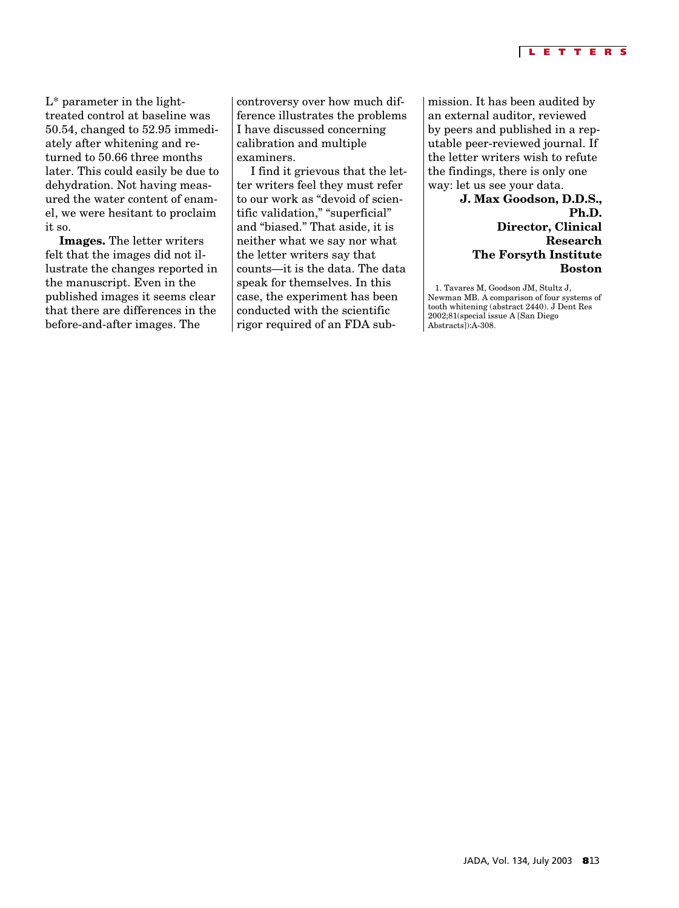L* parameter in the light-treated control at baseline was 50.54, changed to 52.95 immediately after whitening and returned to 50.66 three months later. This could easily be due to dehydration. Not having measured the water content of enamel, we were hesitant to proclaim it so.

**Images.** The letter writers felt that the images did not illustrate the changes reported in the manuscript. Even in the published images it seems clear that there are differences in the before-and-after images. The controversy over how much difference illustrates the problems I have discussed concerning calibration and multiple examiners.

I find it grievous that the letter writers feel they must refer to our work as "devoid of scientific validation," "superficial" and "biased." That aside, it is neither what we say nor what the letter writers say that counts—it is the data. The data speak for themselves. In this case, the experiment has been conducted with the scientific rigor required of an FDA submission. It has been audited by an external auditor, reviewed by peers and published in a reputable peer-reviewed journal. If the letter writers wish to refute the findings, there is only one way: let us see your data.

**J. Max Goodson, D.D.S., Ph.D.**
**Director, Clinical Research**
**The Forsyth Institute**
**Boston**

1. Tavares M, Goodson JM, Stultz J, Newman MB. A comparison of four systems of tooth whitening (abstract 2440). J Dent Res 2002;81(special issue A [San Diego Abstracts]):A-308.